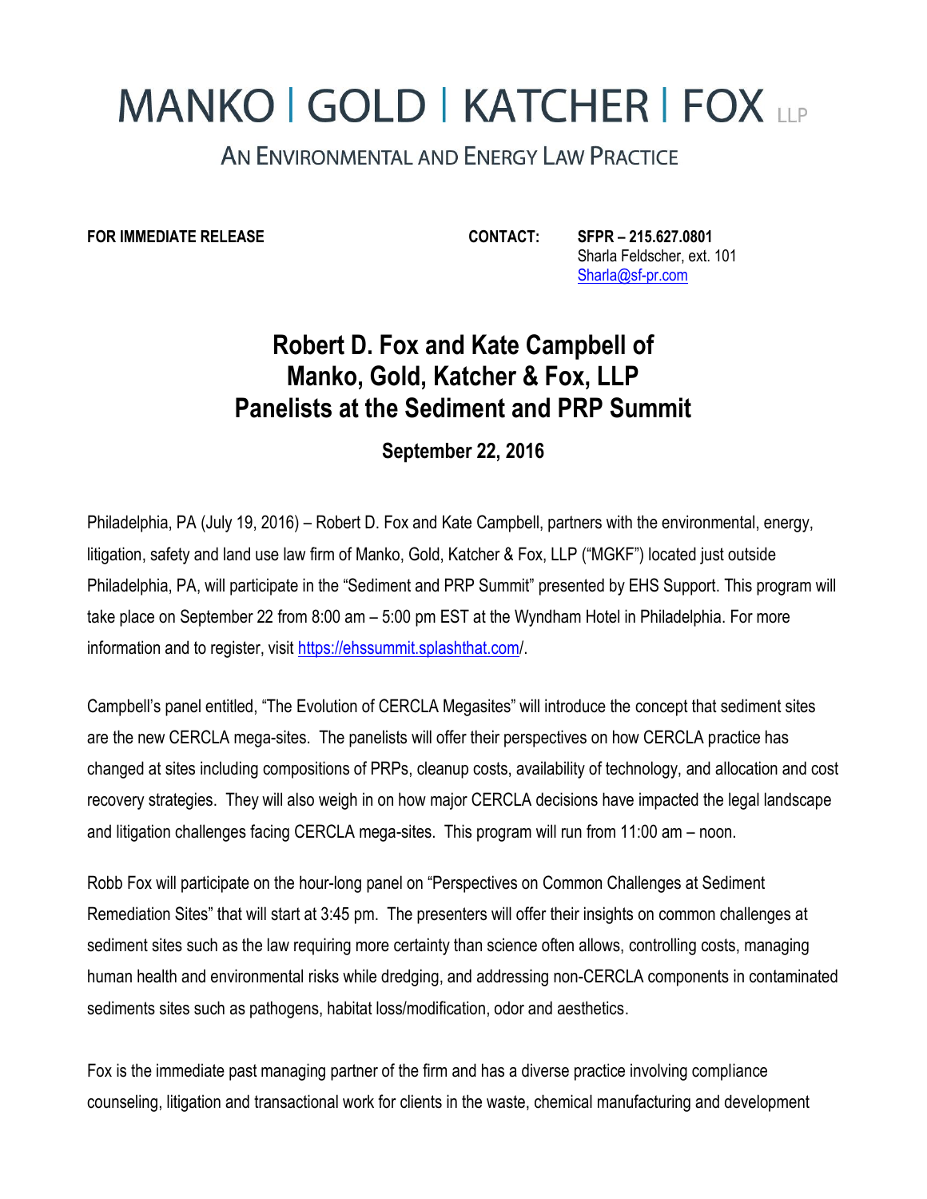# MANKO | GOLD | KATCHER | FOX LLP

AN ENVIRONMENTAL AND ENERGY LAW PRACTICE

**FOR IMMEDIATE RELEASE**

**CONTACT:** **SFPR – 215.627.0801**
Sharla Feldscher, ext. 101
Sharla@sf-pr.com

## Robert D. Fox and Kate Campbell of Manko, Gold, Katcher & Fox, LLP Panelists at the Sediment and PRP Summit

### September 22, 2016

Philadelphia, PA (July 19, 2016) – Robert D. Fox and Kate Campbell, partners with the environmental, energy, litigation, safety and land use law firm of Manko, Gold, Katcher & Fox, LLP ("MGKF") located just outside Philadelphia, PA, will participate in the "Sediment and PRP Summit" presented by EHS Support. This program will take place on September 22 from 8:00 am – 5:00 pm EST at the Wyndham Hotel in Philadelphia. For more information and to register, visit https://ehssummit.splashthat.com/.

Campbell's panel entitled, "The Evolution of CERCLA Megasites" will introduce the concept that sediment sites are the new CERCLA mega-sites. The panelists will offer their perspectives on how CERCLA practice has changed at sites including compositions of PRPs, cleanup costs, availability of technology, and allocation and cost recovery strategies. They will also weigh in on how major CERCLA decisions have impacted the legal landscape and litigation challenges facing CERCLA mega-sites. This program will run from 11:00 am – noon.

Robb Fox will participate on the hour-long panel on "Perspectives on Common Challenges at Sediment Remediation Sites" that will start at 3:45 pm. The presenters will offer their insights on common challenges at sediment sites such as the law requiring more certainty than science often allows, controlling costs, managing human health and environmental risks while dredging, and addressing non-CERCLA components in contaminated sediments sites such as pathogens, habitat loss/modification, odor and aesthetics.

Fox is the immediate past managing partner of the firm and has a diverse practice involving compliance counseling, litigation and transactional work for clients in the waste, chemical manufacturing and development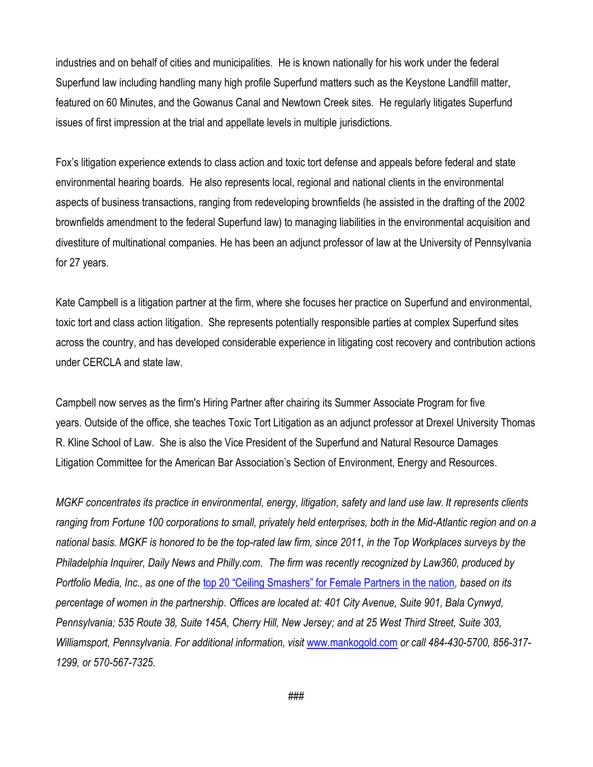industries and on behalf of cities and municipalities. He is known nationally for his work under the federal Superfund law including handling many high profile Superfund matters such as the Keystone Landfill matter, featured on 60 Minutes, and the Gowanus Canal and Newtown Creek sites. He regularly litigates Superfund issues of first impression at the trial and appellate levels in multiple jurisdictions.

Fox's litigation experience extends to class action and toxic tort defense and appeals before federal and state environmental hearing boards. He also represents local, regional and national clients in the environmental aspects of business transactions, ranging from redeveloping brownfields (he assisted in the drafting of the 2002 brownfields amendment to the federal Superfund law) to managing liabilities in the environmental acquisition and divestiture of multinational companies. He has been an adjunct professor of law at the University of Pennsylvania for 27 years.

Kate Campbell is a litigation partner at the firm, where she focuses her practice on Superfund and environmental, toxic tort and class action litigation. She represents potentially responsible parties at complex Superfund sites across the country, and has developed considerable experience in litigating cost recovery and contribution actions under CERCLA and state law.

Campbell now serves as the firm's Hiring Partner after chairing its Summer Associate Program for five years. Outside of the office, she teaches Toxic Tort Litigation as an adjunct professor at Drexel University Thomas R. Kline School of Law. She is also the Vice President of the Superfund and Natural Resource Damages Litigation Committee for the American Bar Association's Section of Environment, Energy and Resources.

*MGKF concentrates its practice in environmental, energy, litigation, safety and land use law. It represents clients ranging from Fortune 100 corporations to small, privately held enterprises, both in the Mid-Atlantic region and on a national basis. MGKF is honored to be the top-rated law firm, since 2011, in the Top Workplaces surveys by the Philadelphia Inquirer, Daily News and Philly.com. The firm was recently recognized by Law360, produced by Portfolio Media, Inc., as one of the* top 20 "Ceiling Smashers" for Female Partners in the nation*, based on its percentage of women in the partnership. Offices are located at: 401 City Avenue, Suite 901, Bala Cynwyd, Pennsylvania; 535 Route 38, Suite 145A, Cherry Hill, New Jersey; and at 25 West Third Street, Suite 303, Williamsport, Pennsylvania. For additional information, visit* www.mankogold.com *or call 484-430-5700, 856-317-1299, or 570-567-7325.*

###